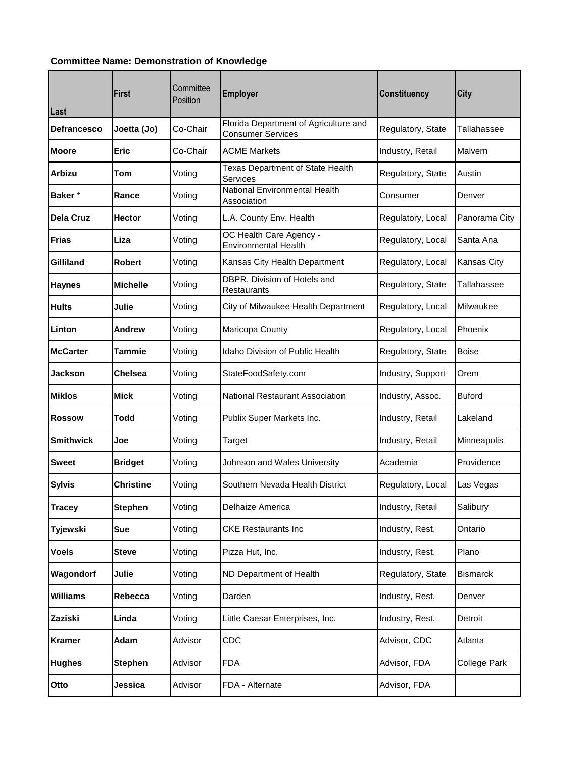**Committee Name: Demonstration of Knowledge**

| Last | First | Committee Position | Employer | Constituency | City |
|---|---|---|---|---|---|
| **Defrancesco** | **Joetta (Jo)** | Co-Chair | Florida Department of Agriculture and Consumer Services | Regulatory, State | Tallahassee |
| **Moore** | **Eric** | Co-Chair | ACME Markets | Industry, Retail | Malvern |
| **Arbizu** | **Tom** | Voting | Texas Department of State Health Services | Regulatory, State | Austin |
| **Baker** * | **Rance** | Voting | National Environmental Health Association | Consumer | Denver |
| **Dela Cruz** | **Hector** | Voting | L.A. County Env. Health | Regulatory, Local | Panorama City |
| **Frias** | **Liza** | Voting | OC Health Care Agency - Environmental Health | Regulatory, Local | Santa Ana |
| **Gilliland** | **Robert** | Voting | Kansas City Health Department | Regulatory, Local | Kansas City |
| **Haynes** | **Michelle** | Voting | DBPR, Division of Hotels and Restaurants | Regulatory, State | Tallahassee |
| **Hults** | **Julie** | Voting | City of Milwaukee Health Department | Regulatory, Local | Milwaukee |
| **Linton** | **Andrew** | Voting | Maricopa County | Regulatory, Local | Phoenix |
| **McCarter** | **Tammie** | Voting | Idaho Division of Public Health | Regulatory, State | Boise |
| **Jackson** | **Chelsea** | Voting | StateFoodSafety.com | Industry, Support | Orem |
| **Miklos** | **Mick** | Voting | National Restaurant Association | Industry, Assoc. | Buford |
| **Rossow** | **Todd** | Voting | Publix Super Markets Inc. | Industry, Retail | Lakeland |
| **Smithwick** | **Joe** | Voting | Target | Industry, Retail | Minneapolis |
| **Sweet** | **Bridget** | Voting | Johnson and Wales University | Academia | Providence |
| **Sylvis** | **Christine** | Voting | Southern Nevada Health District | Regulatory, Local | Las Vegas |
| **Tracey** | **Stephen** | Voting | Delhaize America | Industry, Retail | Salibury |
| **Tyjewski** | **Sue** | Voting | CKE Restaurants Inc | Industry, Rest. | Ontario |
| **Voels** | **Steve** | Voting | Pizza Hut, Inc. | Industry, Rest. | Plano |
| **Wagondorf** | **Julie** | Voting | ND Department of Health | Regulatory, State | Bismarck |
| **Williams** | **Rebecca** | Voting | Darden | Industry, Rest. | Denver |
| **Zaziski** | **Linda** | Voting | Little Caesar Enterprises, Inc. | Industry, Rest. | Detroit |
| **Kramer** | **Adam** | Advisor | CDC | Advisor, CDC | Atlanta |
| **Hughes** | **Stephen** | Advisor | FDA | Advisor, FDA | College Park |
| **Otto** | **Jessica** | Advisor | FDA - Alternate | Advisor, FDA | |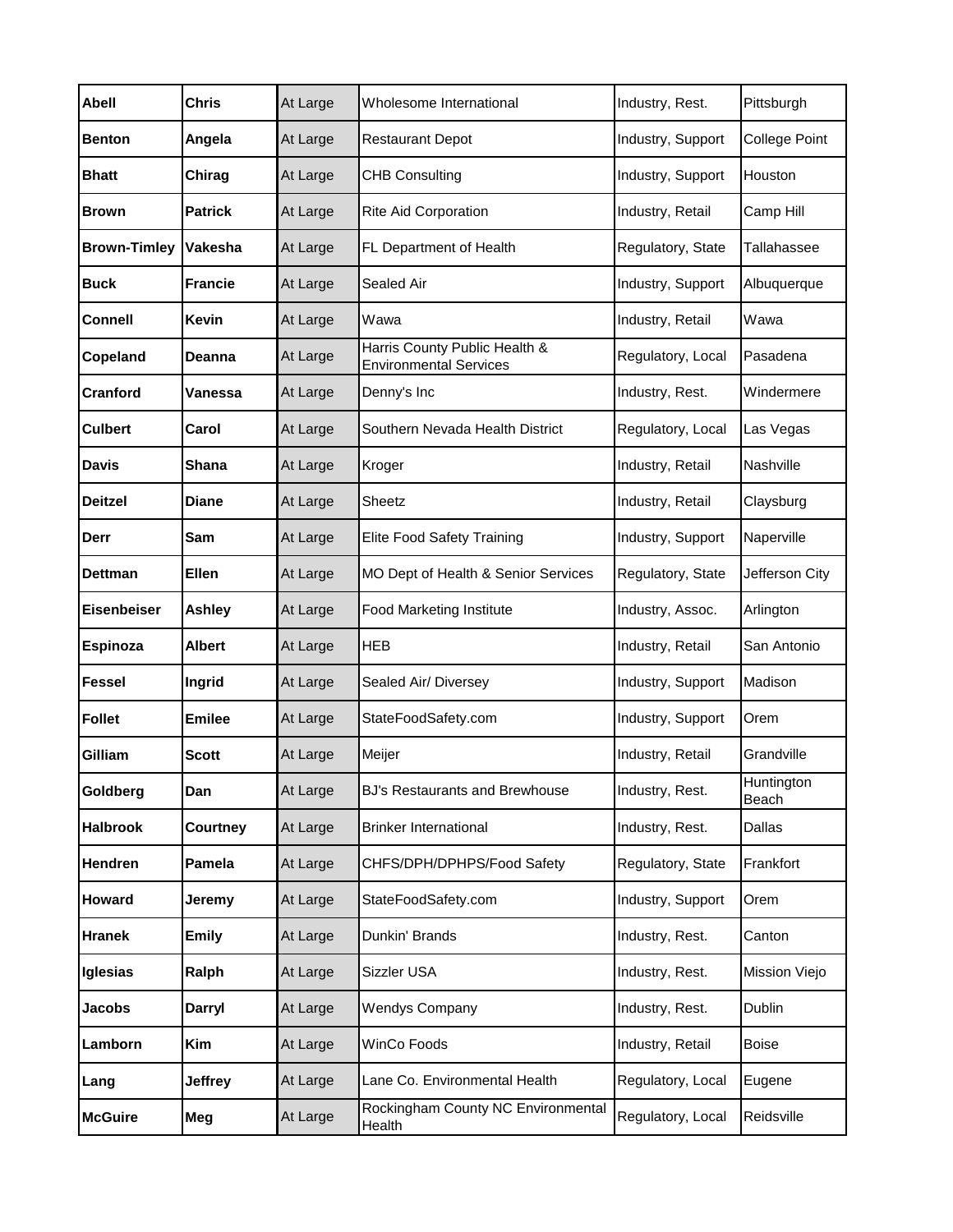| | | | | | |
|---|---|---|---|---|---|
| **Abell** | **Chris** | At Large | Wholesome International | Industry, Rest. | Pittsburgh |
| **Benton** | **Angela** | At Large | Restaurant Depot | Industry, Support | College Point |
| **Bhatt** | **Chirag** | At Large | CHB Consulting | Industry, Support | Houston |
| **Brown** | **Patrick** | At Large | Rite Aid Corporation | Industry, Retail | Camp Hill |
| **Brown-Timley** | **Vakesha** | At Large | FL Department of Health | Regulatory, State | Tallahassee |
| **Buck** | **Francie** | At Large | Sealed Air | Industry, Support | Albuquerque |
| **Connell** | **Kevin** | At Large | Wawa | Industry, Retail | Wawa |
| **Copeland** | **Deanna** | At Large | Harris County Public Health & Environmental Services | Regulatory, Local | Pasadena |
| **Cranford** | **Vanessa** | At Large | Denny's Inc | Industry, Rest. | Windermere |
| **Culbert** | **Carol** | At Large | Southern Nevada Health District | Regulatory, Local | Las Vegas |
| **Davis** | **Shana** | At Large | Kroger | Industry, Retail | Nashville |
| **Deitzel** | **Diane** | At Large | Sheetz | Industry, Retail | Claysburg |
| **Derr** | **Sam** | At Large | Elite Food Safety Training | Industry, Support | Naperville |
| **Dettman** | **Ellen** | At Large | MO Dept of Health & Senior Services | Regulatory, State | Jefferson City |
| **Eisenbeiser** | **Ashley** | At Large | Food Marketing Institute | Industry, Assoc. | Arlington |
| **Espinoza** | **Albert** | At Large | HEB | Industry, Retail | San Antonio |
| **Fessel** | **Ingrid** | At Large | Sealed Air/ Diversey | Industry, Support | Madison |
| **Follet** | **Emilee** | At Large | StateFoodSafety.com | Industry, Support | Orem |
| **Gilliam** | **Scott** | At Large | Meijer | Industry, Retail | Grandville |
| **Goldberg** | **Dan** | At Large | BJ's Restaurants and Brewhouse | Industry, Rest. | Huntington Beach |
| **Halbrook** | **Courtney** | At Large | Brinker International | Industry, Rest. | Dallas |
| **Hendren** | **Pamela** | At Large | CHFS/DPH/DPHPS/Food Safety | Regulatory, State | Frankfort |
| **Howard** | **Jeremy** | At Large | StateFoodSafety.com | Industry, Support | Orem |
| **Hranek** | **Emily** | At Large | Dunkin' Brands | Industry, Rest. | Canton |
| **Iglesias** | **Ralph** | At Large | Sizzler USA | Industry, Rest. | Mission Viejo |
| **Jacobs** | **Darryl** | At Large | Wendys Company | Industry, Rest. | Dublin |
| **Lamborn** | **Kim** | At Large | WinCo Foods | Industry, Retail | Boise |
| **Lang** | **Jeffrey** | At Large | Lane Co. Environmental Health | Regulatory, Local | Eugene |
| **McGuire** | **Meg** | At Large | Rockingham County NC Environmental Health | Regulatory, Local | Reidsville |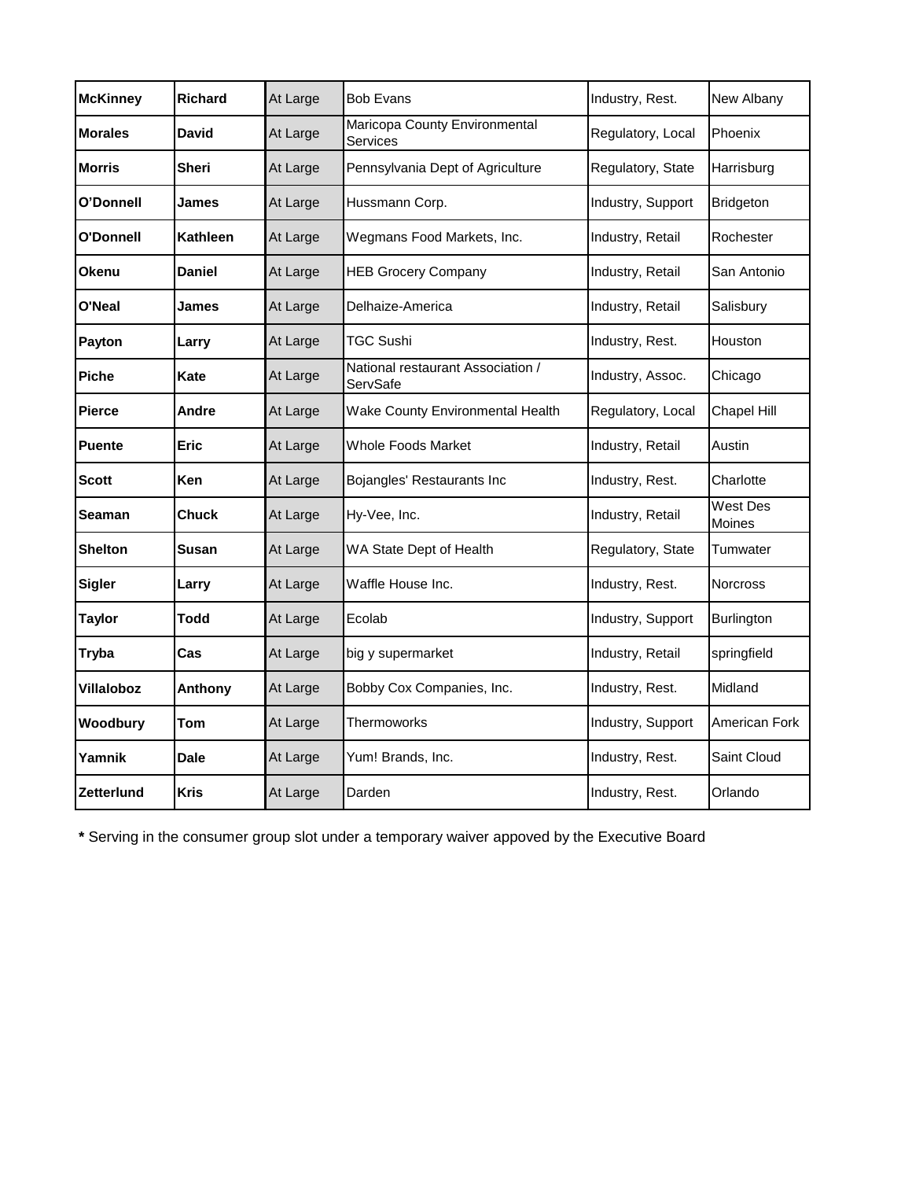| McKinney | Richard | At Large | Bob Evans | Industry, Rest. | New Albany |
|---|---|---|---|---|---|
| Morales | David | At Large | Maricopa County Environmental Services | Regulatory, Local | Phoenix |
| Morris | Sheri | At Large | Pennsylvania Dept of Agriculture | Regulatory, State | Harrisburg |
| O'Donnell | James | At Large | Hussmann Corp. | Industry, Support | Bridgeton |
| O'Donnell | Kathleen | At Large | Wegmans Food Markets, Inc. | Industry, Retail | Rochester |
| Okenu | Daniel | At Large | HEB Grocery Company | Industry, Retail | San Antonio |
| O'Neal | James | At Large | Delhaize-America | Industry, Retail | Salisbury |
| Payton | Larry | At Large | TGC Sushi | Industry, Rest. | Houston |
| Piche | Kate | At Large | National restaurant Association / ServSafe | Industry, Assoc. | Chicago |
| Pierce | Andre | At Large | Wake County Environmental Health | Regulatory, Local | Chapel Hill |
| Puente | Eric | At Large | Whole Foods Market | Industry, Retail | Austin |
| Scott | Ken | At Large | Bojangles' Restaurants Inc | Industry, Rest. | Charlotte |
| Seaman | Chuck | At Large | Hy-Vee, Inc. | Industry, Retail | West Des Moines |
| Shelton | Susan | At Large | WA State Dept of Health | Regulatory, State | Tumwater |
| Sigler | Larry | At Large | Waffle House Inc. | Industry, Rest. | Norcross |
| Taylor | Todd | At Large | Ecolab | Industry, Support | Burlington |
| Tryba | Cas | At Large | big y supermarket | Industry, Retail | springfield |
| Villaloboz | Anthony | At Large | Bobby Cox Companies, Inc. | Industry, Rest. | Midland |
| Woodbury | Tom | At Large | Thermoworks | Industry, Support | American Fork |
| Yamnik | Dale | At Large | Yum! Brands, Inc. | Industry, Rest. | Saint Cloud |
| Zetterlund | Kris | At Large | Darden | Industry, Rest. | Orlando |

**\*** Serving in the consumer group slot under a temporary waiver appoved by the Executive Board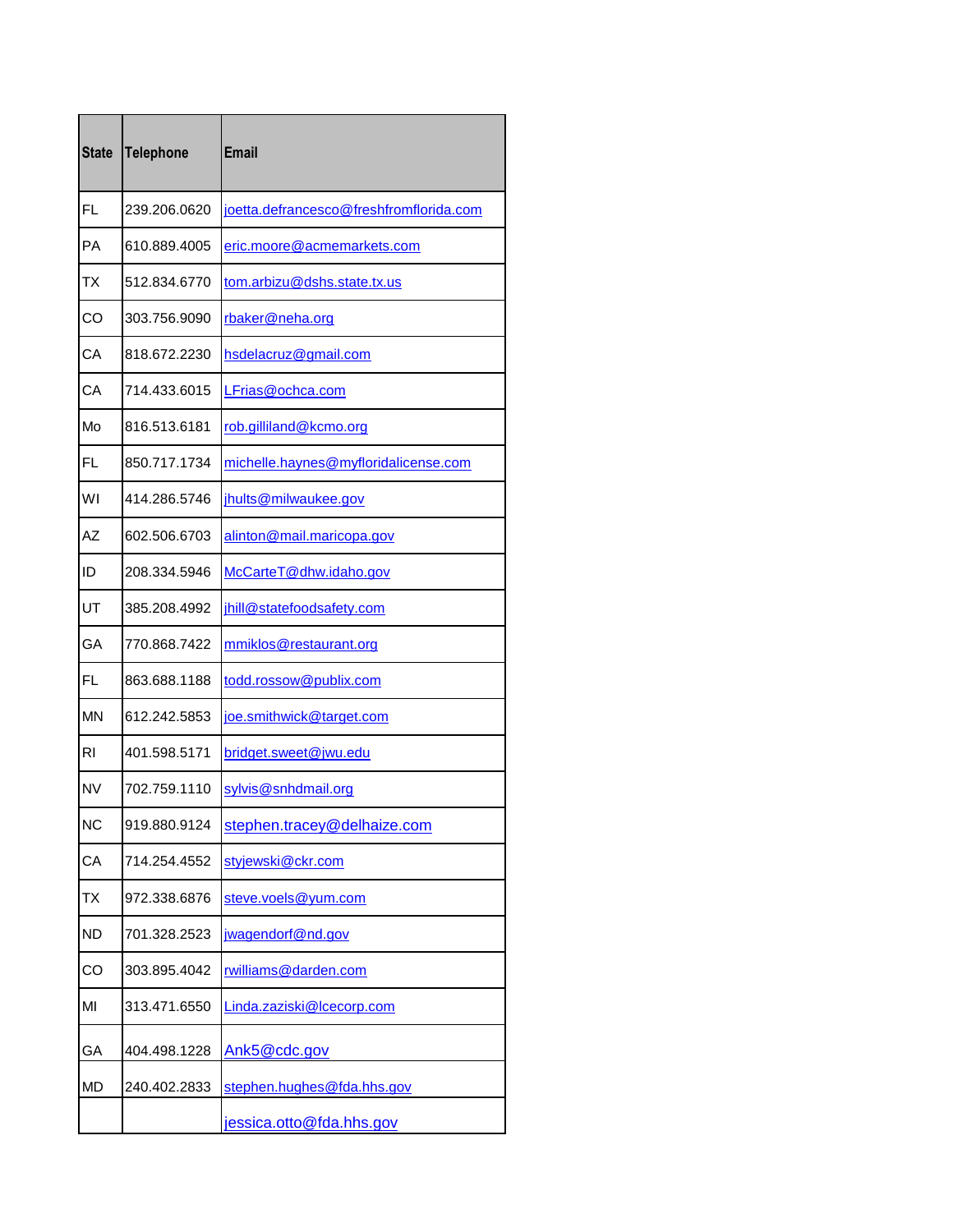| State | Telephone | Email |
| --- | --- | --- |
| FL | 239.206.0620 | joetta.defrancesco@freshfromflorida.com |
| PA | 610.889.4005 | eric.moore@acmemarkets.com |
| TX | 512.834.6770 | tom.arbizu@dshs.state.tx.us |
| CO | 303.756.9090 | rbaker@neha.org |
| CA | 818.672.2230 | hsdelacruz@gmail.com |
| CA | 714.433.6015 | LFrias@ochca.com |
| Mo | 816.513.6181 | rob.gilliland@kcmo.org |
| FL | 850.717.1734 | michelle.haynes@myfloridalicense.com |
| WI | 414.286.5746 | jhults@milwaukee.gov |
| AZ | 602.506.6703 | alinton@mail.maricopa.gov |
| ID | 208.334.5946 | McCarteT@dhw.idaho.gov |
| UT | 385.208.4992 | jhill@statefoodsafety.com |
| GA | 770.868.7422 | mmiklos@restaurant.org |
| FL | 863.688.1188 | todd.rossow@publix.com |
| MN | 612.242.5853 | joe.smithwick@target.com |
| RI | 401.598.5171 | bridget.sweet@jwu.edu |
| NV | 702.759.1110 | sylvis@snhdmail.org |
| NC | 919.880.9124 | stephen.tracey@delhaize.com |
| CA | 714.254.4552 | styjewski@ckr.com |
| TX | 972.338.6876 | steve.voels@yum.com |
| ND | 701.328.2523 | jwagendorf@nd.gov |
| CO | 303.895.4042 | rwilliams@darden.com |
| MI | 313.471.6550 | Linda.zaziski@lcecorp.com |
| GA | 404.498.1228 | Ank5@cdc.gov |
| MD | 240.402.2833 | stephen.hughes@fda.hhs.gov |
| | | jessica.otto@fda.hhs.gov |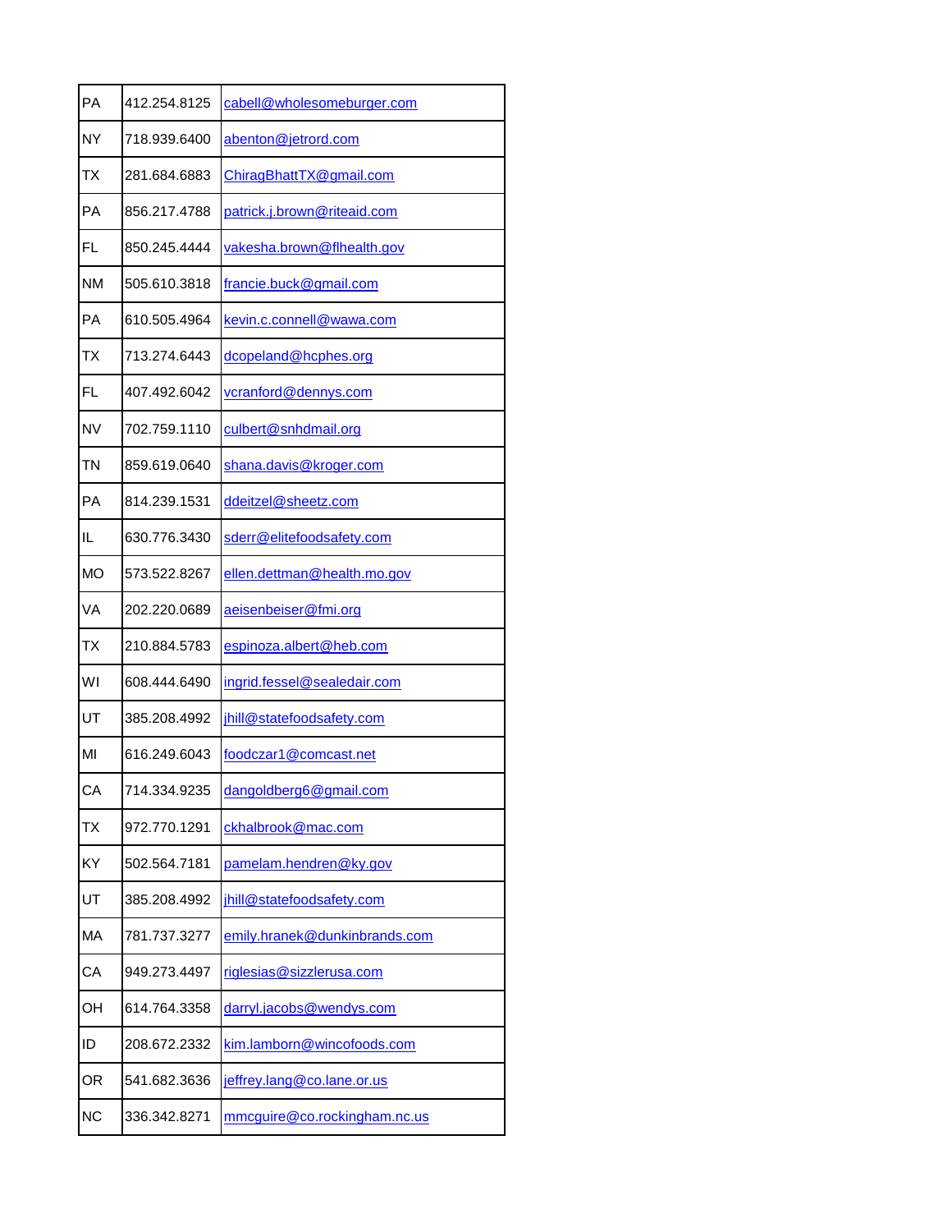| | | |
|---|---|---|
| PA | 412.254.8125 | cabell@wholesomeburger.com |
| NY | 718.939.6400 | abenton@jetrord.com |
| TX | 281.684.6883 | ChiragBhattTX@gmail.com |
| PA | 856.217.4788 | patrick.j.brown@riteaid.com |
| FL | 850.245.4444 | vakesha.brown@flhealth.gov |
| NM | 505.610.3818 | francie.buck@gmail.com |
| PA | 610.505.4964 | kevin.c.connell@wawa.com |
| TX | 713.274.6443 | dcopeland@hcphes.org |
| FL | 407.492.6042 | vcranford@dennys.com |
| NV | 702.759.1110 | culbert@snhdmail.org |
| TN | 859.619.0640 | shana.davis@kroger.com |
| PA | 814.239.1531 | ddeitzel@sheetz.com |
| IL | 630.776.3430 | sderr@elitefoodsafety.com |
| MO | 573.522.8267 | ellen.dettman@health.mo.gov |
| VA | 202.220.0689 | aeisenbeiser@fmi.org |
| TX | 210.884.5783 | espinoza.albert@heb.com |
| WI | 608.444.6490 | ingrid.fessel@sealedair.com |
| UT | 385.208.4992 | jhill@statefoodsafety.com |
| MI | 616.249.6043 | foodczar1@comcast.net |
| CA | 714.334.9235 | dangoldberg6@gmail.com |
| TX | 972.770.1291 | ckhalbrook@mac.com |
| KY | 502.564.7181 | pamelam.hendren@ky.gov |
| UT | 385.208.4992 | jhill@statefoodsafety.com |
| MA | 781.737.3277 | emily.hranek@dunkinbrands.com |
| CA | 949.273.4497 | riglesias@sizzlerusa.com |
| OH | 614.764.3358 | darryl.jacobs@wendys.com |
| ID | 208.672.2332 | kim.lamborn@wincofoods.com |
| OR | 541.682.3636 | jeffrey.lang@co.lane.or.us |
| NC | 336.342.8271 | mmcguire@co.rockingham.nc.us |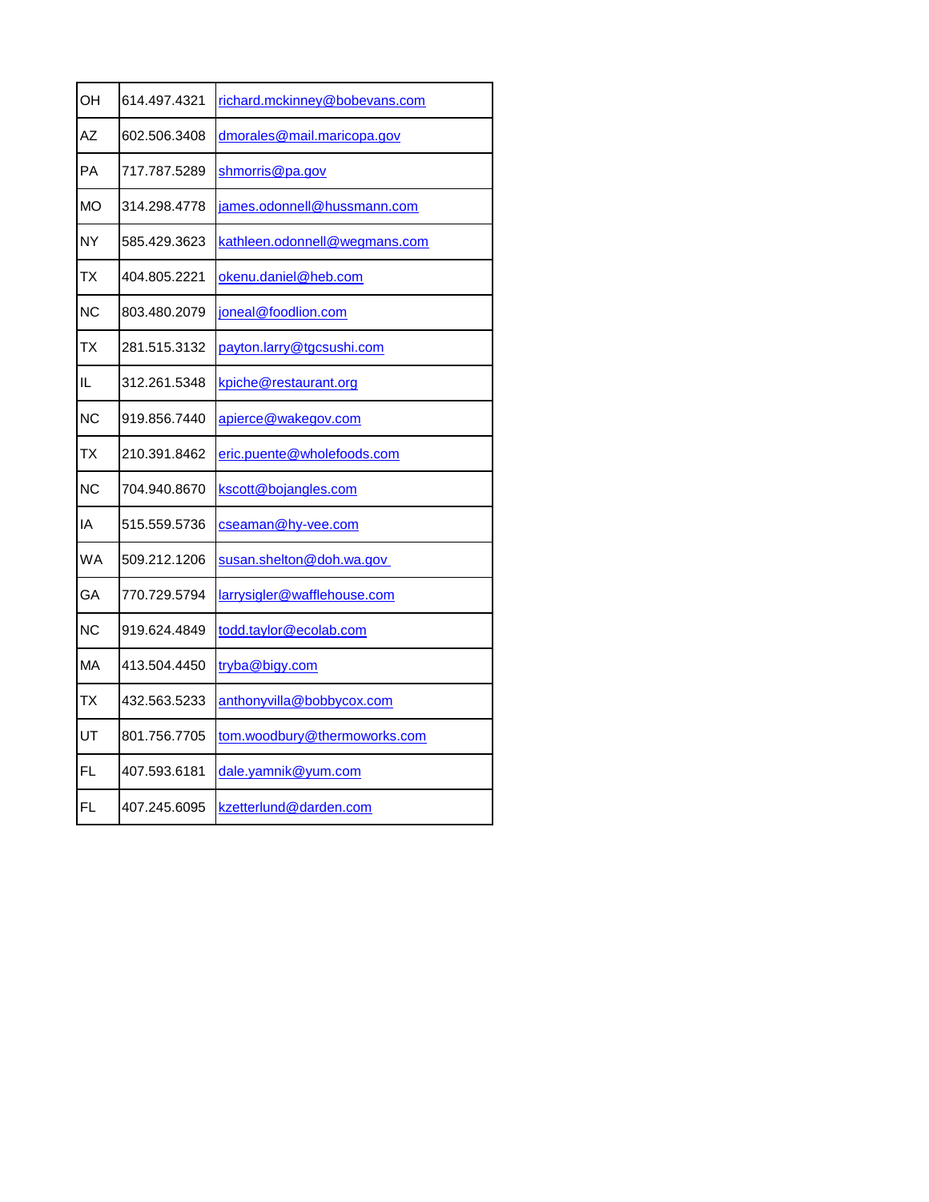| | | |
|---|---|---|
| OH | 614.497.4321 | richard.mckinney@bobevans.com |
| AZ | 602.506.3408 | dmorales@mail.maricopa.gov |
| PA | 717.787.5289 | shmorris@pa.gov |
| MO | 314.298.4778 | james.odonnell@hussmann.com |
| NY | 585.429.3623 | kathleen.odonnell@wegmans.com |
| TX | 404.805.2221 | okenu.daniel@heb.com |
| NC | 803.480.2079 | joneal@foodlion.com |
| TX | 281.515.3132 | payton.larry@tgcsushi.com |
| IL | 312.261.5348 | kpiche@restaurant.org |
| NC | 919.856.7440 | apierce@wakegov.com |
| TX | 210.391.8462 | eric.puente@wholefoods.com |
| NC | 704.940.8670 | kscott@bojangles.com |
| IA | 515.559.5736 | cseaman@hy-vee.com |
| WA | 509.212.1206 | susan.shelton@doh.wa.gov |
| GA | 770.729.5794 | larrysigler@wafflehouse.com |
| NC | 919.624.4849 | todd.taylor@ecolab.com |
| MA | 413.504.4450 | tryba@bigy.com |
| TX | 432.563.5233 | anthonyvilla@bobbycox.com |
| UT | 801.756.7705 | tom.woodbury@thermoworks.com |
| FL | 407.593.6181 | dale.yamnik@yum.com |
| FL | 407.245.6095 | kzetterlund@darden.com |